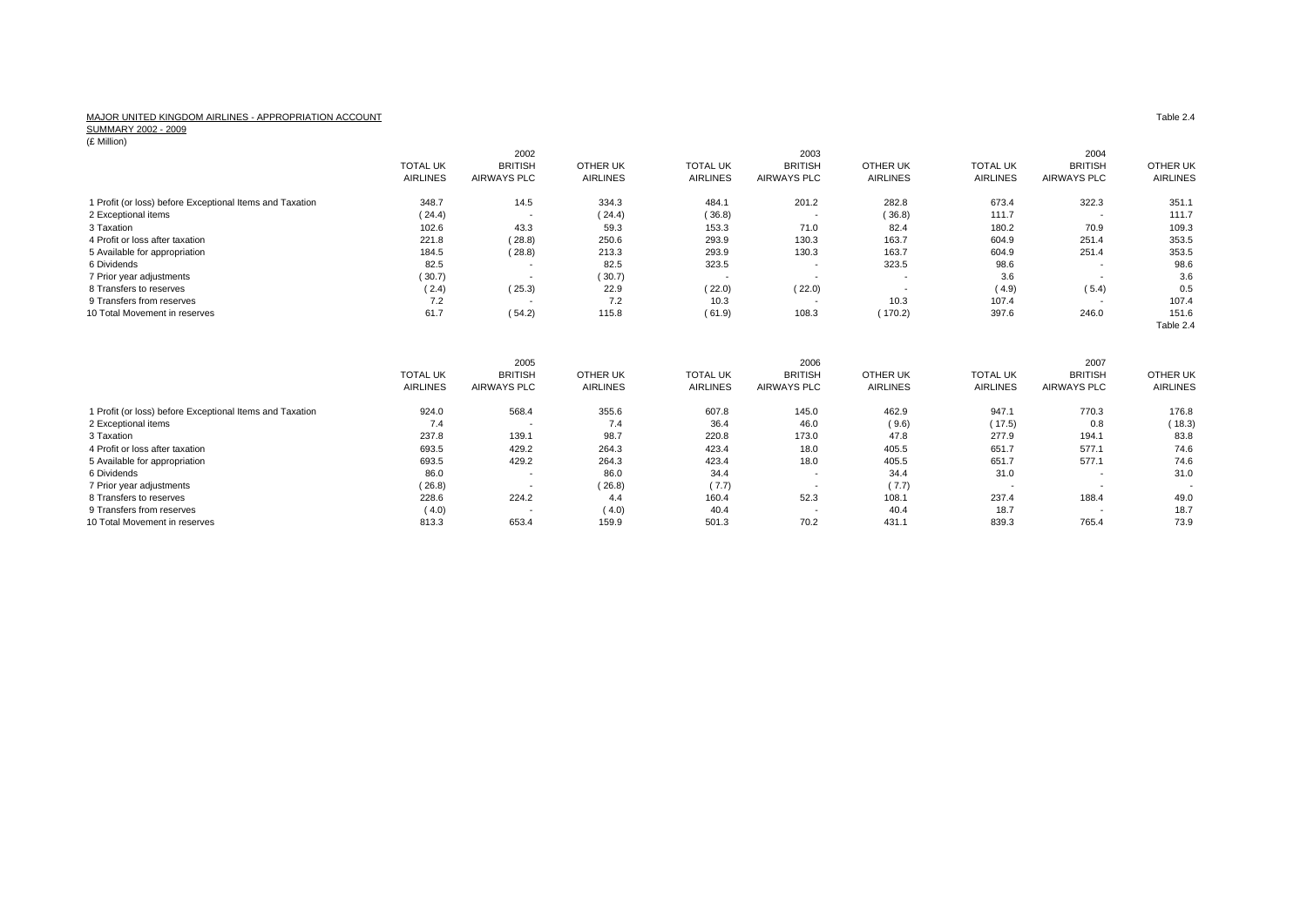MAJOR UNITED KINGDOM AIRLINES - APPROPRIATION ACCOUNT

SUMMARY 2002 - 2009

(£ Million)

Table 2.4

| | 2002 | | | 2003 | | | 2004 | | |
|---|---|---|---|---|---|---|---|---|---|
| | TOTAL UK AIRLINES | BRITISH AIRWAYS PLC | OTHER UK AIRLINES | TOTAL UK AIRLINES | BRITISH AIRWAYS PLC | OTHER UK AIRLINES | TOTAL UK AIRLINES | BRITISH AIRWAYS PLC | OTHER UK AIRLINES |
| 1 Profit (or loss) before Exceptional Items and Taxation | 348.7 | 14.5 | 334.3 | 484.1 | 201.2 | 282.8 | 673.4 | 322.3 | 351.1 |
| 2 Exceptional items | ( 24.4) | - | ( 24.4) | ( 36.8) | - | ( 36.8) | 111.7 | - | 111.7 |
| 3 Taxation | 102.6 | 43.3 | 59.3 | 153.3 | 71.0 | 82.4 | 180.2 | 70.9 | 109.3 |
| 4 Profit or loss after taxation | 221.8 | ( 28.8) | 250.6 | 293.9 | 130.3 | 163.7 | 604.9 | 251.4 | 353.5 |
| 5 Available for appropriation | 184.5 | ( 28.8) | 213.3 | 293.9 | 130.3 | 163.7 | 604.9 | 251.4 | 353.5 |
| 6 Dividends | 82.5 | - | 82.5 | 323.5 | - | 323.5 | 98.6 | - | 98.6 |
| 7 Prior year adjustments | ( 30.7) | - | ( 30.7) | - | - | - | 3.6 | - | 3.6 |
| 8 Transfers to reserves | ( 2.4) | ( 25.3) | 22.9 | ( 22.0) | ( 22.0) | - | ( 4.9) | ( 5.4) | 0.5 |
| 9 Transfers from reserves | 7.2 | - | 7.2 | 10.3 | - | 10.3 | 107.4 | - | 107.4 |
| 10 Total Movement in reserves | 61.7 | ( 54.2) | 115.8 | ( 61.9) | 108.3 | ( 170.2) | 397.6 | 246.0 | 151.6 |

Table 2.4

| | 2005 | | | 2006 | | | 2007 | | |
|---|---|---|---|---|---|---|---|---|---|
| | TOTAL UK AIRLINES | BRITISH AIRWAYS PLC | OTHER UK AIRLINES | TOTAL UK AIRLINES | BRITISH AIRWAYS PLC | OTHER UK AIRLINES | TOTAL UK AIRLINES | BRITISH AIRWAYS PLC | OTHER UK AIRLINES |
| 1 Profit (or loss) before Exceptional Items and Taxation | 924.0 | 568.4 | 355.6 | 607.8 | 145.0 | 462.9 | 947.1 | 770.3 | 176.8 |
| 2 Exceptional items | 7.4 | - | 7.4 | 36.4 | 46.0 | ( 9.6) | ( 17.5) | 0.8 | ( 18.3) |
| 3 Taxation | 237.8 | 139.1 | 98.7 | 220.8 | 173.0 | 47.8 | 277.9 | 194.1 | 83.8 |
| 4 Profit or loss after taxation | 693.5 | 429.2 | 264.3 | 423.4 | 18.0 | 405.5 | 651.7 | 577.1 | 74.6 |
| 5 Available for appropriation | 693.5 | 429.2 | 264.3 | 423.4 | 18.0 | 405.5 | 651.7 | 577.1 | 74.6 |
| 6 Dividends | 86.0 | - | 86.0 | 34.4 | - | 34.4 | 31.0 | - | 31.0 |
| 7 Prior year adjustments | ( 26.8) | - | ( 26.8) | ( 7.7) | - | ( 7.7) | - | - | - |
| 8 Transfers to reserves | 228.6 | 224.2 | 4.4 | 160.4 | 52.3 | 108.1 | 237.4 | 188.4 | 49.0 |
| 9 Transfers from reserves | ( 4.0) | - | ( 4.0) | 40.4 | - | 40.4 | 18.7 | - | 18.7 |
| 10 Total Movement in reserves | 813.3 | 653.4 | 159.9 | 501.3 | 70.2 | 431.1 | 839.3 | 765.4 | 73.9 |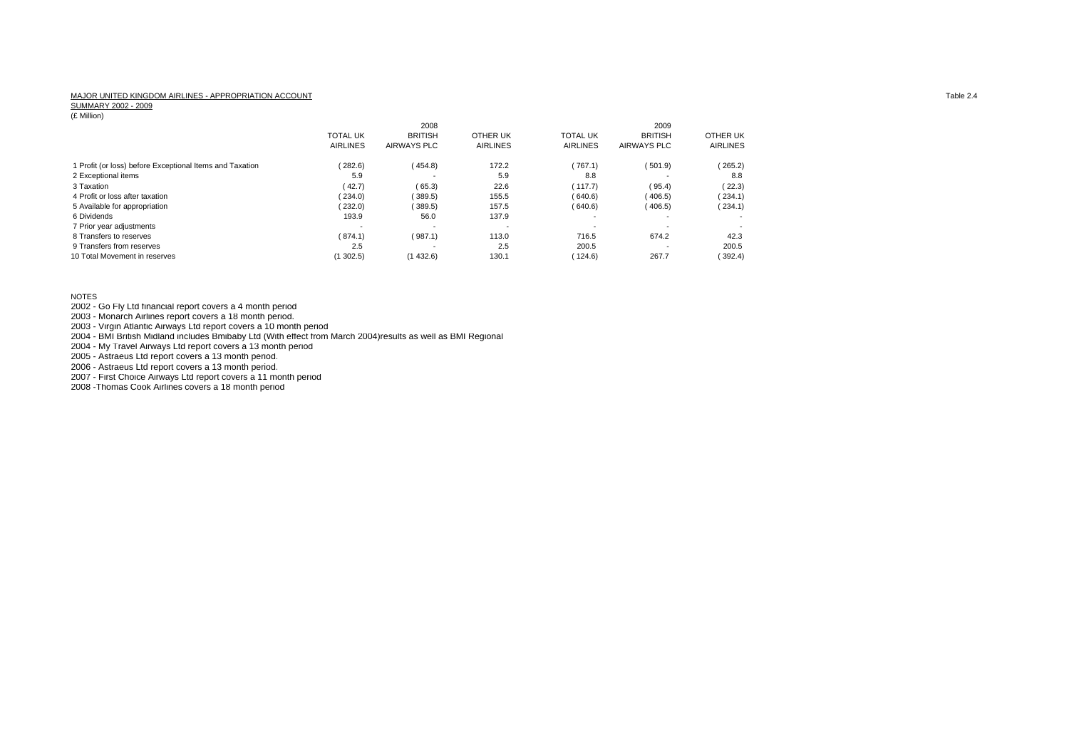MAJOR UNITED KINGDOM AIRLINES - APPROPRIATION ACCOUNT

Table 2.4

SUMMARY 2002 - 2009

(£ Million)

| | 2008 | | | 2009 | | |
|---|---|---|---|---|---|---|
| | TOTAL UK AIRLINES | BRITISH AIRWAYS PLC | OTHER UK AIRLINES | TOTAL UK AIRLINES | BRITISH AIRWAYS PLC | OTHER UK AIRLINES |
| 1 Profit (or loss) before Exceptional Items and Taxation | ( 282.6) | ( 454.8) | 172.2 | ( 767.1) | ( 501.9) | ( 265.2) |
| 2 Exceptional items | 5.9 | - | 5.9 | 8.8 | - | 8.8 |
| 3 Taxation | ( 42.7) | ( 65.3) | 22.6 | ( 117.7) | ( 95.4) | ( 22.3) |
| 4 Profit or loss after taxation | ( 234.0) | ( 389.5) | 155.5 | ( 640.6) | ( 406.5) | ( 234.1) |
| 5 Available for appropriation | ( 232.0) | ( 389.5) | 157.5 | ( 640.6) | ( 406.5) | ( 234.1) |
| 6 Dividends | 193.9 | 56.0 | 137.9 | - | - | - |
| 7 Prior year adjustments | - | - | - | - | - | - |
| 8 Transfers to reserves | ( 874.1) | ( 987.1) | 113.0 | 716.5 | 674.2 | 42.3 |
| 9 Transfers from reserves | 2.5 | - | 2.5 | 200.5 | - | 200.5 |
| 10 Total Movement in reserves | (1 302.5) | (1 432.6) | 130.1 | ( 124.6) | 267.7 | ( 392.4) |

NOTES

2002 - Go Fly Ltd financial report covers a 4 month period

2003 - Monarch Airlines report covers a 18 month period.

2003 - Virgin Atlantic Airways Ltd report covers a 10 month period

2004 - BMI British Midland includes Bmibaby Ltd (With effect from March 2004)results as well as BMI Regional

2004 - My Travel Airways Ltd report covers a 13 month period

2005 - Astraeus Ltd report covers a 13 month period.

2006 - Astraeus Ltd report covers a 13 month period.

2007 - First Choice Airways Ltd report covers a 11 month period

2008 -Thomas Cook Airlines covers a 18 month period